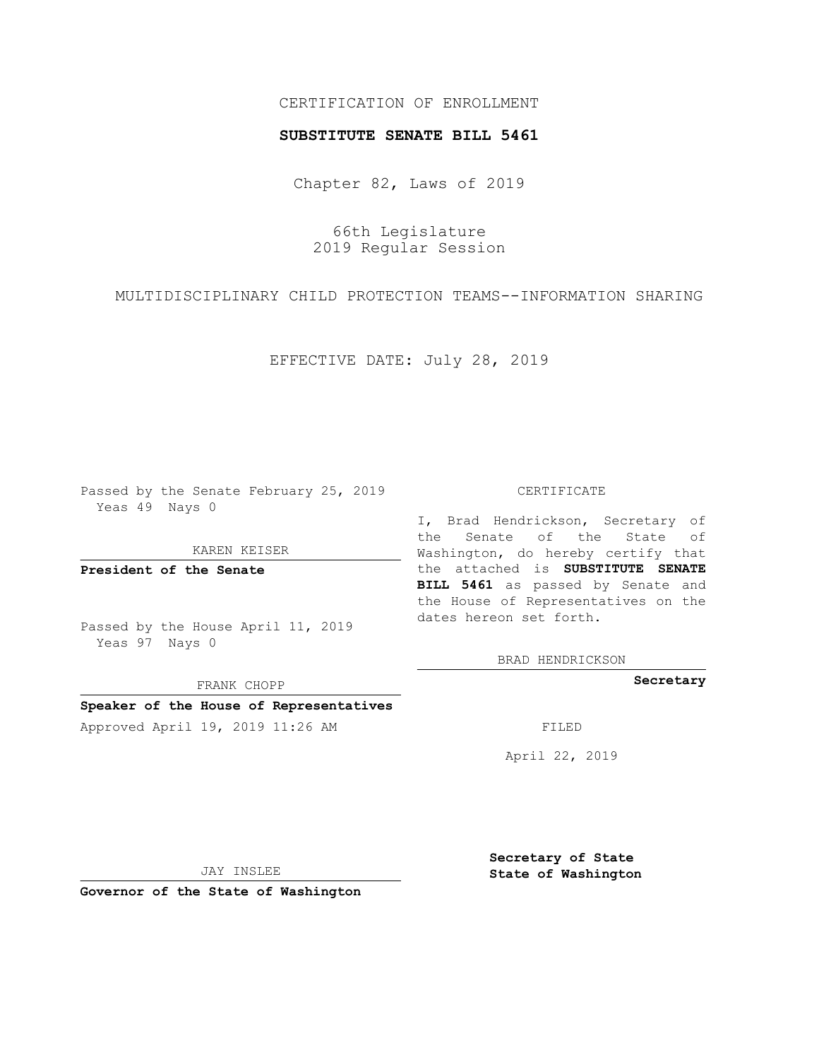CERTIFICATION OF ENROLLMENT

**SUBSTITUTE SENATE BILL 5461**

Chapter 82, Laws of 2019

66th Legislature
2019 Regular Session

MULTIDISCIPLINARY CHILD PROTECTION TEAMS--INFORMATION SHARING

EFFECTIVE DATE: July 28, 2019

Passed by the Senate February 25, 2019
Yeas 49 Nays 0

KAREN KEISER

**President of the Senate**

Passed by the House April 11, 2019
Yeas 97 Nays 0

FRANK CHOPP

**Speaker of the House of Representatives**

Approved April 19, 2019 11:26 AM

CERTIFICATE

I, Brad Hendrickson, Secretary of the Senate of the State of Washington, do hereby certify that the attached is **SUBSTITUTE SENATE BILL 5461** as passed by Senate and the House of Representatives on the dates hereon set forth.

BRAD HENDRICKSON

**Secretary**

FILED

April 22, 2019

JAY INSLEE

**Governor of the State of Washington**

**Secretary of State**
**State of Washington**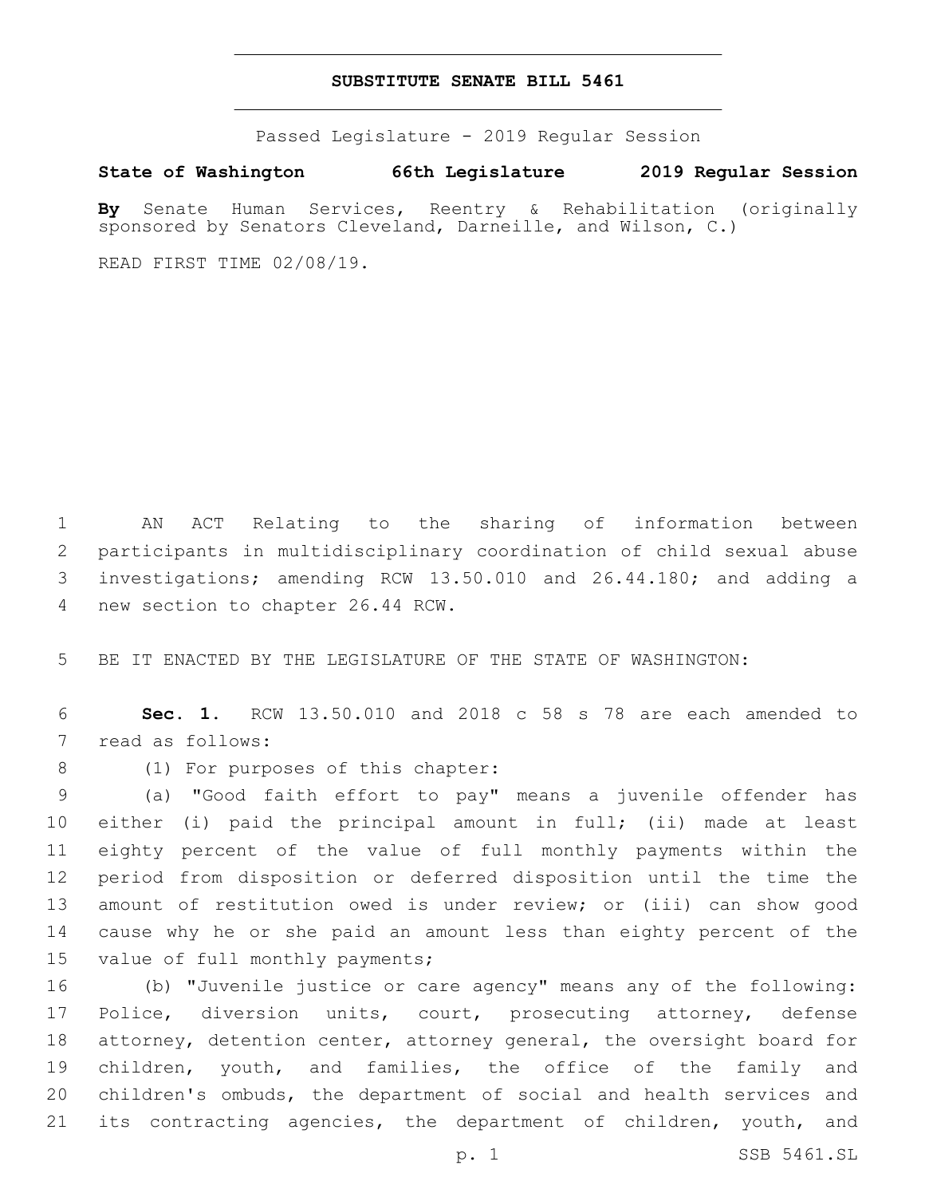# SUBSTITUTE SENATE BILL 5461

Passed Legislature - 2019 Regular Session

**State of Washington 66th Legislature 2019 Regular Session**

**By** Senate Human Services, Reentry & Rehabilitation (originally sponsored by Senators Cleveland, Darneille, and Wilson, C.)

READ FIRST TIME 02/08/19.

AN ACT Relating to the sharing of information between participants in multidisciplinary coordination of child sexual abuse investigations; amending RCW 13.50.010 and 26.44.180; and adding a new section to chapter 26.44 RCW.

BE IT ENACTED BY THE LEGISLATURE OF THE STATE OF WASHINGTON:

**Sec. 1.** RCW 13.50.010 and 2018 c 58 s 78 are each amended to read as follows:

(1) For purposes of this chapter:

(a) "Good faith effort to pay" means a juvenile offender has either (i) paid the principal amount in full; (ii) made at least eighty percent of the value of full monthly payments within the period from disposition or deferred disposition until the time the amount of restitution owed is under review; or (iii) can show good cause why he or she paid an amount less than eighty percent of the value of full monthly payments;

(b) "Juvenile justice or care agency" means any of the following: Police, diversion units, court, prosecuting attorney, defense attorney, detention center, attorney general, the oversight board for children, youth, and families, the office of the family and children's ombuds, the department of social and health services and its contracting agencies, the department of children, youth, and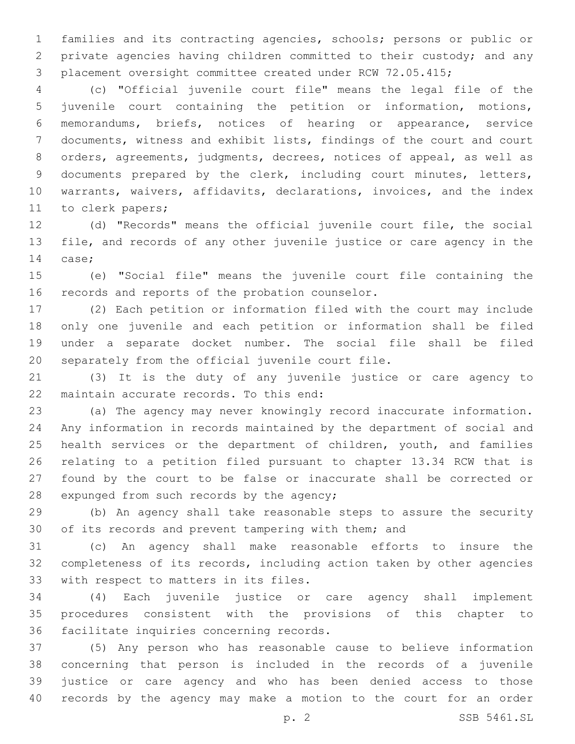families and its contracting agencies, schools; persons or public or private agencies having children committed to their custody; and any placement oversight committee created under RCW 72.05.415;

(c) "Official juvenile court file" means the legal file of the juvenile court containing the petition or information, motions, memorandums, briefs, notices of hearing or appearance, service documents, witness and exhibit lists, findings of the court and court orders, agreements, judgments, decrees, notices of appeal, as well as documents prepared by the clerk, including court minutes, letters, warrants, waivers, affidavits, declarations, invoices, and the index to clerk papers;

(d) "Records" means the official juvenile court file, the social file, and records of any other juvenile justice or care agency in the case;

(e) "Social file" means the juvenile court file containing the records and reports of the probation counselor.

(2) Each petition or information filed with the court may include only one juvenile and each petition or information shall be filed under a separate docket number. The social file shall be filed separately from the official juvenile court file.

(3) It is the duty of any juvenile justice or care agency to maintain accurate records. To this end:

(a) The agency may never knowingly record inaccurate information. Any information in records maintained by the department of social and health services or the department of children, youth, and families relating to a petition filed pursuant to chapter 13.34 RCW that is found by the court to be false or inaccurate shall be corrected or expunged from such records by the agency;

(b) An agency shall take reasonable steps to assure the security of its records and prevent tampering with them; and

(c) An agency shall make reasonable efforts to insure the completeness of its records, including action taken by other agencies with respect to matters in its files.

(4) Each juvenile justice or care agency shall implement procedures consistent with the provisions of this chapter to facilitate inquiries concerning records.

(5) Any person who has reasonable cause to believe information concerning that person is included in the records of a juvenile justice or care agency and who has been denied access to those records by the agency may make a motion to the court for an order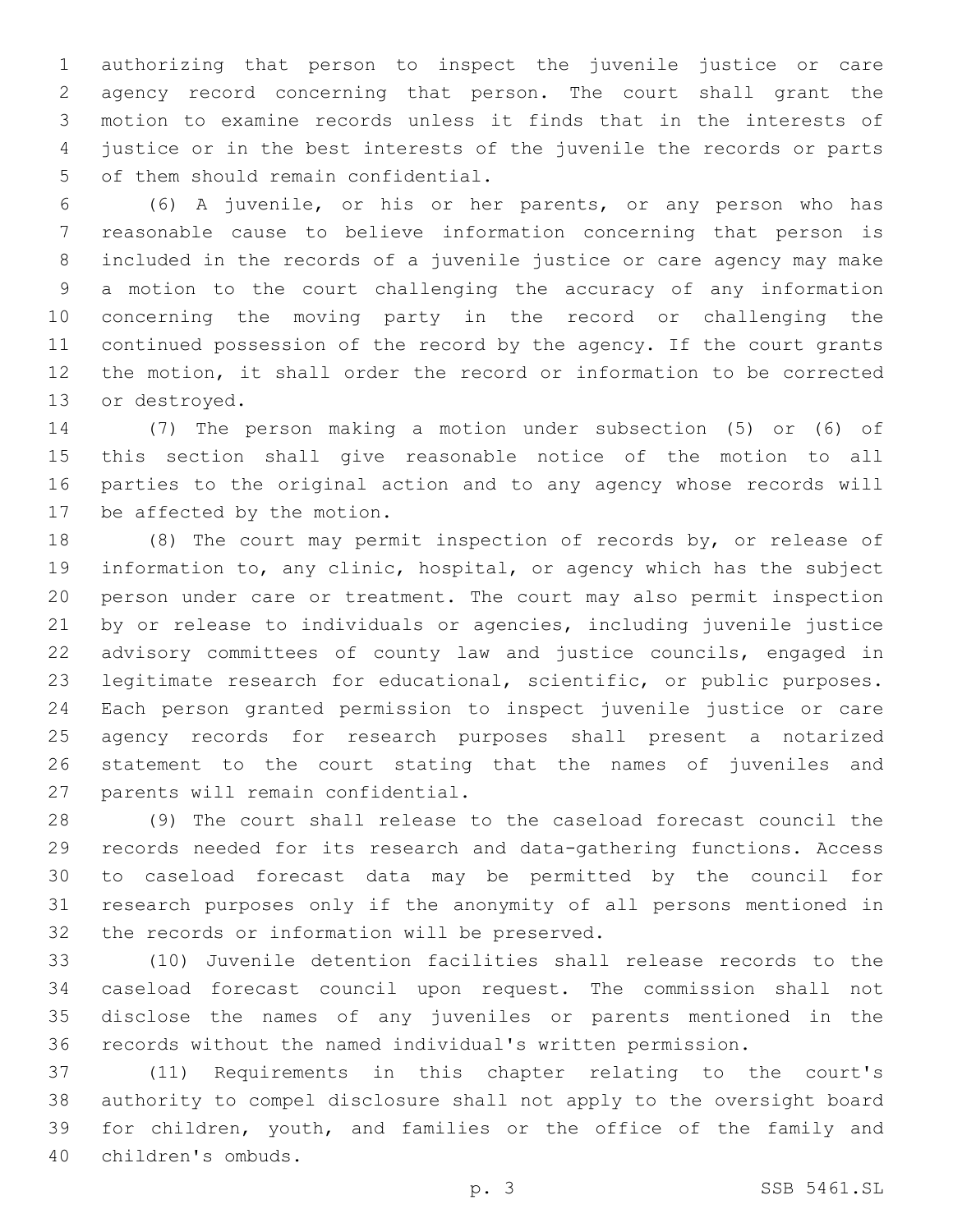authorizing that person to inspect the juvenile justice or care agency record concerning that person. The court shall grant the motion to examine records unless it finds that in the interests of justice or in the best interests of the juvenile the records or parts of them should remain confidential.

(6) A juvenile, or his or her parents, or any person who has reasonable cause to believe information concerning that person is included in the records of a juvenile justice or care agency may make a motion to the court challenging the accuracy of any information concerning the moving party in the record or challenging the continued possession of the record by the agency. If the court grants the motion, it shall order the record or information to be corrected or destroyed.

(7) The person making a motion under subsection (5) or (6) of this section shall give reasonable notice of the motion to all parties to the original action and to any agency whose records will be affected by the motion.

(8) The court may permit inspection of records by, or release of information to, any clinic, hospital, or agency which has the subject person under care or treatment. The court may also permit inspection by or release to individuals or agencies, including juvenile justice advisory committees of county law and justice councils, engaged in legitimate research for educational, scientific, or public purposes. Each person granted permission to inspect juvenile justice or care agency records for research purposes shall present a notarized statement to the court stating that the names of juveniles and parents will remain confidential.

(9) The court shall release to the caseload forecast council the records needed for its research and data-gathering functions. Access to caseload forecast data may be permitted by the council for research purposes only if the anonymity of all persons mentioned in the records or information will be preserved.

(10) Juvenile detention facilities shall release records to the caseload forecast council upon request. The commission shall not disclose the names of any juveniles or parents mentioned in the records without the named individual's written permission.

(11) Requirements in this chapter relating to the court's authority to compel disclosure shall not apply to the oversight board for children, youth, and families or the office of the family and children's ombuds.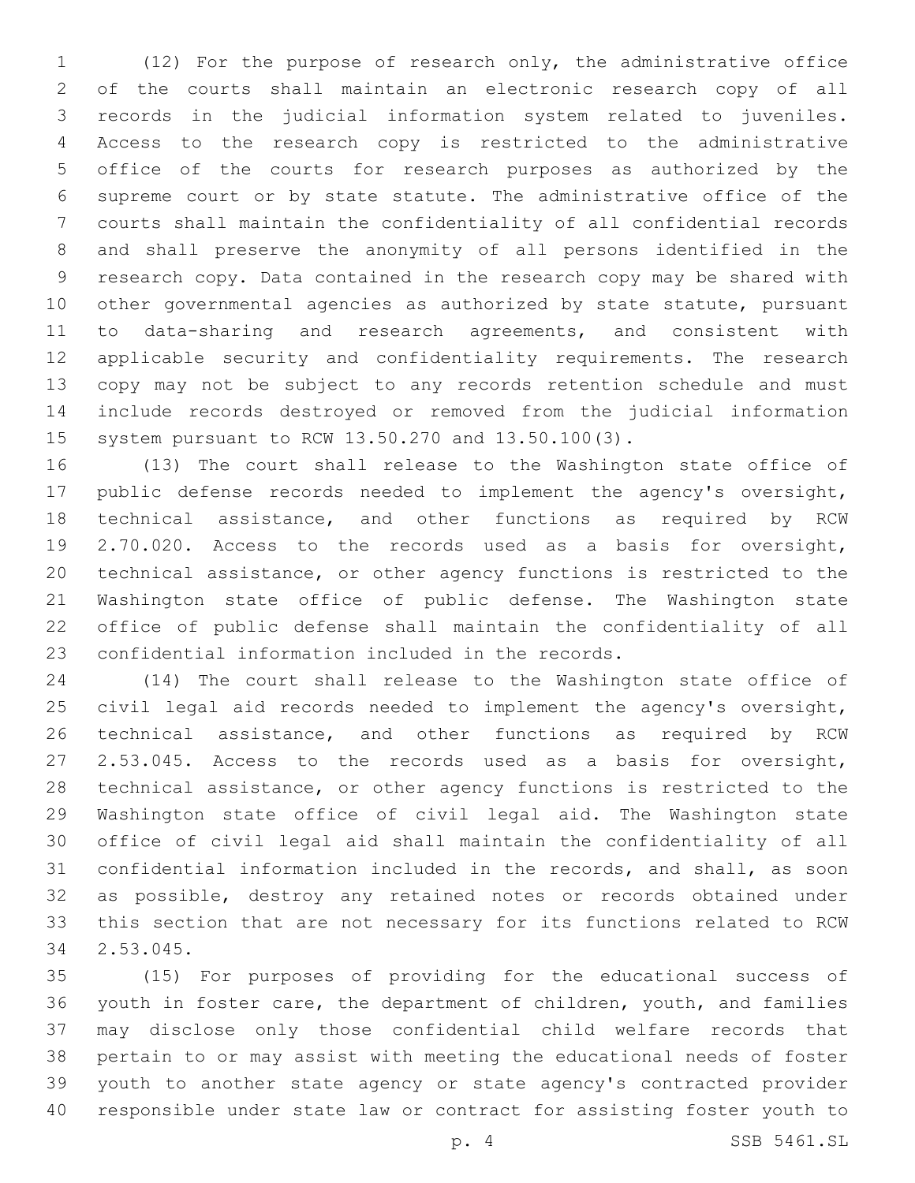(12) For the purpose of research only, the administrative office of the courts shall maintain an electronic research copy of all records in the judicial information system related to juveniles. Access to the research copy is restricted to the administrative office of the courts for research purposes as authorized by the supreme court or by state statute. The administrative office of the courts shall maintain the confidentiality of all confidential records and shall preserve the anonymity of all persons identified in the research copy. Data contained in the research copy may be shared with other governmental agencies as authorized by state statute, pursuant to data-sharing and research agreements, and consistent with applicable security and confidentiality requirements. The research copy may not be subject to any records retention schedule and must include records destroyed or removed from the judicial information system pursuant to RCW 13.50.270 and 13.50.100(3).

(13) The court shall release to the Washington state office of public defense records needed to implement the agency's oversight, technical assistance, and other functions as required by RCW 2.70.020. Access to the records used as a basis for oversight, technical assistance, or other agency functions is restricted to the Washington state office of public defense. The Washington state office of public defense shall maintain the confidentiality of all confidential information included in the records.

(14) The court shall release to the Washington state office of civil legal aid records needed to implement the agency's oversight, technical assistance, and other functions as required by RCW 2.53.045. Access to the records used as a basis for oversight, technical assistance, or other agency functions is restricted to the Washington state office of civil legal aid. The Washington state office of civil legal aid shall maintain the confidentiality of all confidential information included in the records, and shall, as soon as possible, destroy any retained notes or records obtained under this section that are not necessary for its functions related to RCW 2.53.045.

(15) For purposes of providing for the educational success of youth in foster care, the department of children, youth, and families may disclose only those confidential child welfare records that pertain to or may assist with meeting the educational needs of foster youth to another state agency or state agency's contracted provider responsible under state law or contract for assisting foster youth to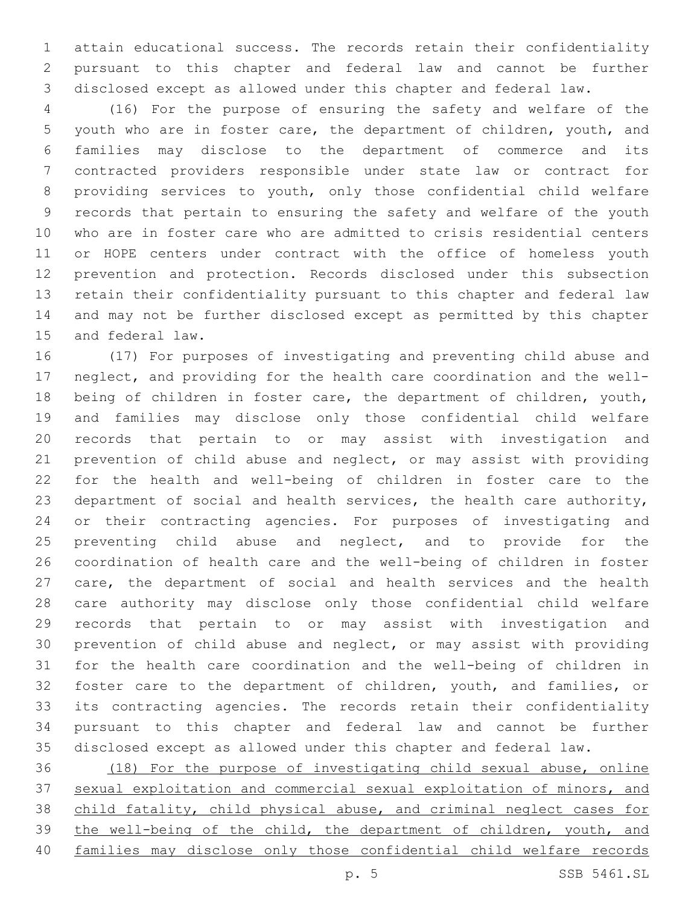attain educational success. The records retain their confidentiality pursuant to this chapter and federal law and cannot be further disclosed except as allowed under this chapter and federal law.

(16) For the purpose of ensuring the safety and welfare of the youth who are in foster care, the department of children, youth, and families may disclose to the department of commerce and its contracted providers responsible under state law or contract for providing services to youth, only those confidential child welfare records that pertain to ensuring the safety and welfare of the youth who are in foster care who are admitted to crisis residential centers or HOPE centers under contract with the office of homeless youth prevention and protection. Records disclosed under this subsection retain their confidentiality pursuant to this chapter and federal law and may not be further disclosed except as permitted by this chapter and federal law.

(17) For purposes of investigating and preventing child abuse and neglect, and providing for the health care coordination and the well-being of children in foster care, the department of children, youth, and families may disclose only those confidential child welfare records that pertain to or may assist with investigation and prevention of child abuse and neglect, or may assist with providing for the health and well-being of children in foster care to the department of social and health services, the health care authority, or their contracting agencies. For purposes of investigating and preventing child abuse and neglect, and to provide for the coordination of health care and the well-being of children in foster care, the department of social and health services and the health care authority may disclose only those confidential child welfare records that pertain to or may assist with investigation and prevention of child abuse and neglect, or may assist with providing for the health care coordination and the well-being of children in foster care to the department of children, youth, and families, or its contracting agencies. The records retain their confidentiality pursuant to this chapter and federal law and cannot be further disclosed except as allowed under this chapter and federal law.

<u>(18) For the purpose of investigating child sexual abuse, online sexual exploitation and commercial sexual exploitation of minors, and child fatality, child physical abuse, and criminal neglect cases for the well-being of the child, the department of children, youth, and families may disclose only those confidential child welfare records</u>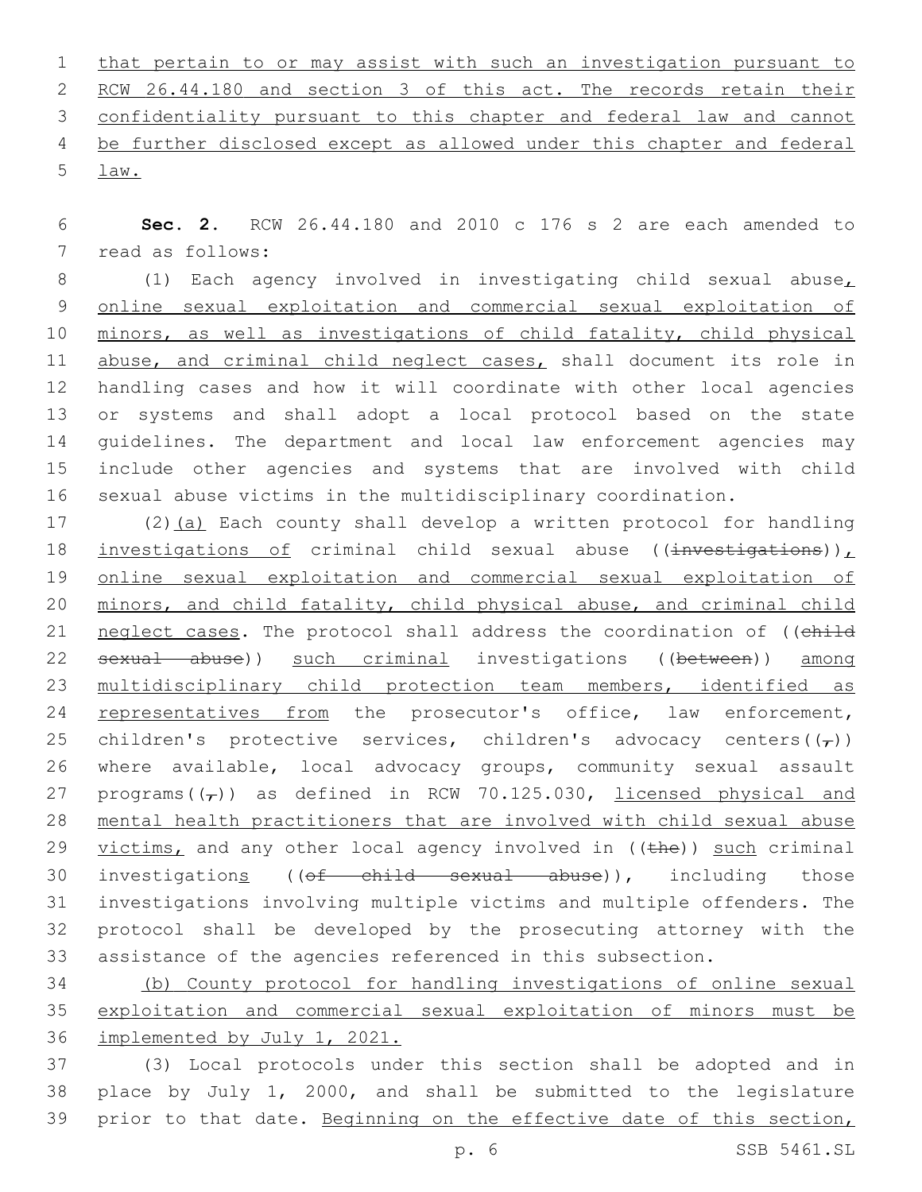that pertain to or may assist with such an investigation pursuant to RCW 26.44.180 and section 3 of this act. The records retain their confidentiality pursuant to this chapter and federal law and cannot be further disclosed except as allowed under this chapter and federal law.

**Sec. 2.** RCW 26.44.180 and 2010 c 176 s 2 are each amended to read as follows:

(1) Each agency involved in investigating child sexual abuse, online sexual exploitation and commercial sexual exploitation of minors, as well as investigations of child fatality, child physical abuse, and criminal child neglect cases, shall document its role in handling cases and how it will coordinate with other local agencies or systems and shall adopt a local protocol based on the state guidelines. The department and local law enforcement agencies may include other agencies and systems that are involved with child sexual abuse victims in the multidisciplinary coordination.

(2)(a) Each county shall develop a written protocol for handling investigations of criminal child sexual abuse ((~~investigations~~)), online sexual exploitation and commercial sexual exploitation of minors, and child fatality, child physical abuse, and criminal child neglect cases. The protocol shall address the coordination of ((~~child sexual abuse~~)) such criminal investigations ((~~between~~)) among multidisciplinary child protection team members, identified as representatives from the prosecutor's office, law enforcement, children's protective services, children's advocacy centers((~~,~~)) where available, local advocacy groups, community sexual assault programs((~~,~~)) as defined in RCW 70.125.030, licensed physical and mental health practitioners that are involved with child sexual abuse victims, and any other local agency involved in ((~~the~~)) such criminal investigations ((~~of child sexual abuse~~)), including those investigations involving multiple victims and multiple offenders. The protocol shall be developed by the prosecuting attorney with the assistance of the agencies referenced in this subsection.

(b) County protocol for handling investigations of online sexual exploitation and commercial sexual exploitation of minors must be implemented by July 1, 2021.

(3) Local protocols under this section shall be adopted and in place by July 1, 2000, and shall be submitted to the legislature prior to that date. Beginning on the effective date of this section,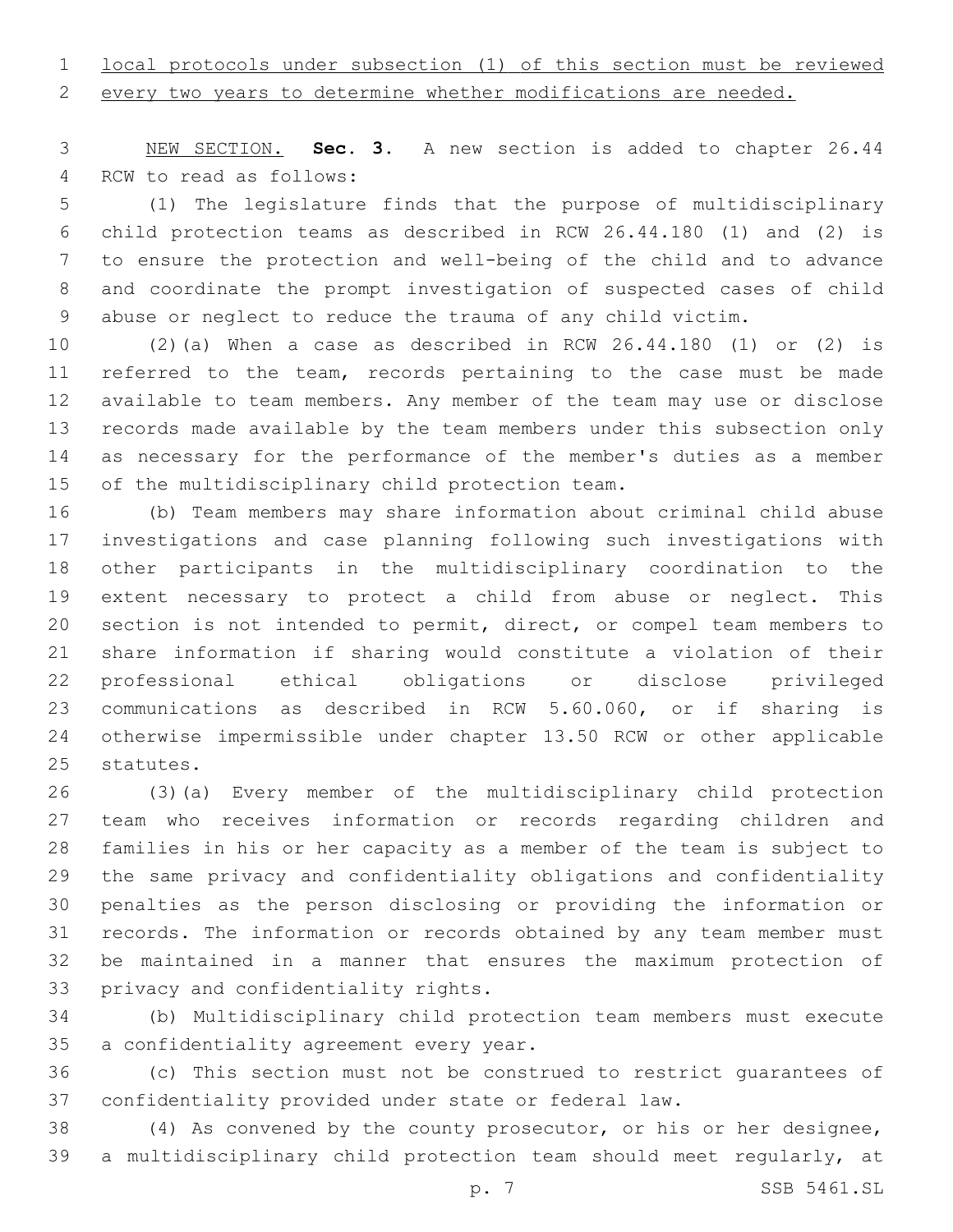local protocols under subsection (1) of this section must be reviewed every two years to determine whether modifications are needed.

NEW SECTION. **Sec. 3.** A new section is added to chapter 26.44 RCW to read as follows:

(1) The legislature finds that the purpose of multidisciplinary child protection teams as described in RCW 26.44.180 (1) and (2) is to ensure the protection and well-being of the child and to advance and coordinate the prompt investigation of suspected cases of child abuse or neglect to reduce the trauma of any child victim.

(2)(a) When a case as described in RCW 26.44.180 (1) or (2) is referred to the team, records pertaining to the case must be made available to team members. Any member of the team may use or disclose records made available by the team members under this subsection only as necessary for the performance of the member's duties as a member of the multidisciplinary child protection team.

(b) Team members may share information about criminal child abuse investigations and case planning following such investigations with other participants in the multidisciplinary coordination to the extent necessary to protect a child from abuse or neglect. This section is not intended to permit, direct, or compel team members to share information if sharing would constitute a violation of their professional ethical obligations or disclose privileged communications as described in RCW 5.60.060, or if sharing is otherwise impermissible under chapter 13.50 RCW or other applicable statutes.

(3)(a) Every member of the multidisciplinary child protection team who receives information or records regarding children and families in his or her capacity as a member of the team is subject to the same privacy and confidentiality obligations and confidentiality penalties as the person disclosing or providing the information or records. The information or records obtained by any team member must be maintained in a manner that ensures the maximum protection of privacy and confidentiality rights.

(b) Multidisciplinary child protection team members must execute a confidentiality agreement every year.

(c) This section must not be construed to restrict guarantees of confidentiality provided under state or federal law.

(4) As convened by the county prosecutor, or his or her designee, a multidisciplinary child protection team should meet regularly, at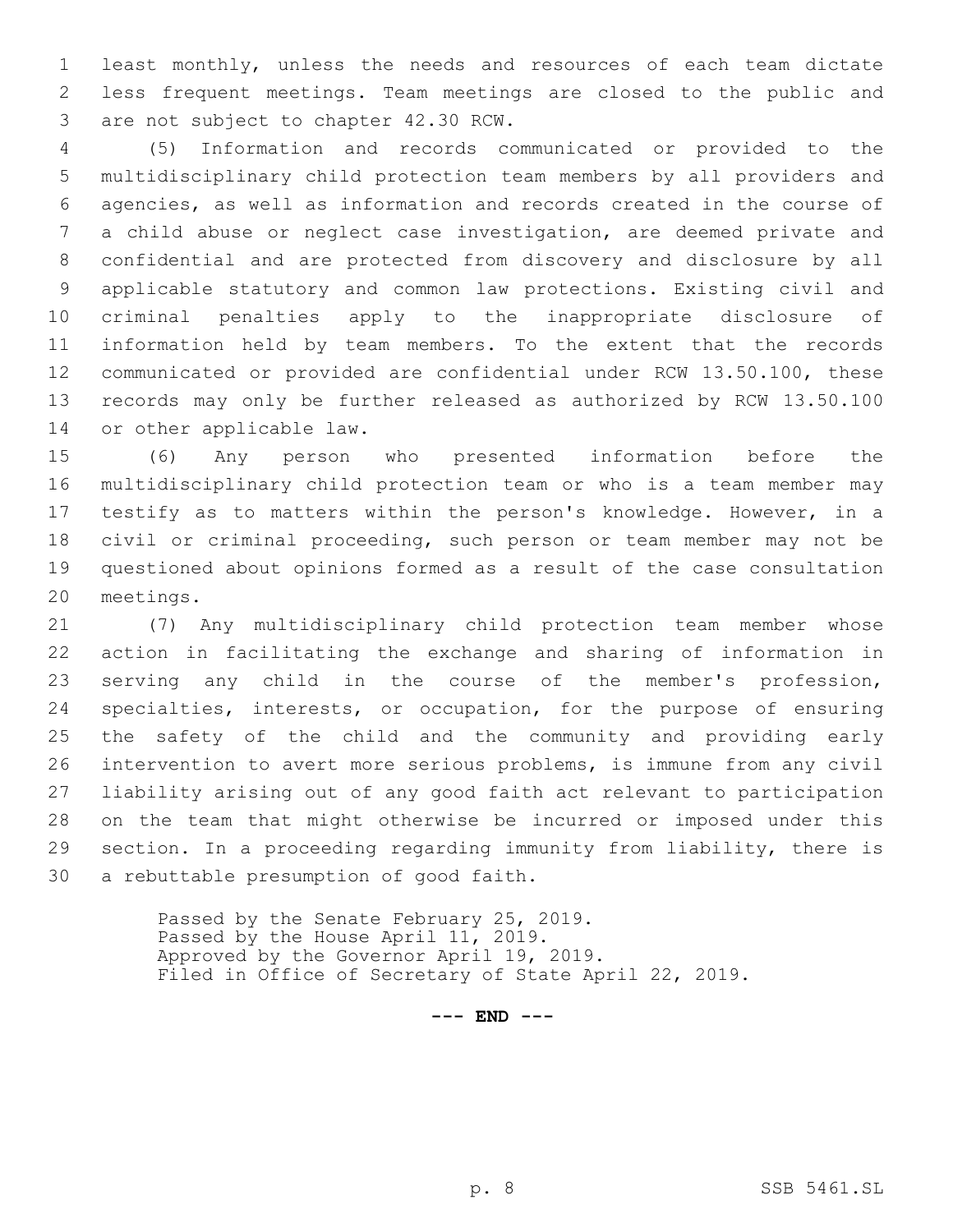least monthly, unless the needs and resources of each team dictate less frequent meetings. Team meetings are closed to the public and are not subject to chapter 42.30 RCW.

(5) Information and records communicated or provided to the multidisciplinary child protection team members by all providers and agencies, as well as information and records created in the course of a child abuse or neglect case investigation, are deemed private and confidential and are protected from discovery and disclosure by all applicable statutory and common law protections. Existing civil and criminal penalties apply to the inappropriate disclosure of information held by team members. To the extent that the records communicated or provided are confidential under RCW 13.50.100, these records may only be further released as authorized by RCW 13.50.100 or other applicable law.

(6) Any person who presented information before the multidisciplinary child protection team or who is a team member may testify as to matters within the person's knowledge. However, in a civil or criminal proceeding, such person or team member may not be questioned about opinions formed as a result of the case consultation meetings.

(7) Any multidisciplinary child protection team member whose action in facilitating the exchange and sharing of information in serving any child in the course of the member's profession, specialties, interests, or occupation, for the purpose of ensuring the safety of the child and the community and providing early intervention to avert more serious problems, is immune from any civil liability arising out of any good faith act relevant to participation on the team that might otherwise be incurred or imposed under this section. In a proceeding regarding immunity from liability, there is a rebuttable presumption of good faith.

Passed by the Senate February 25, 2019.
Passed by the House April 11, 2019.
Approved by the Governor April 19, 2019.
Filed in Office of Secretary of State April 22, 2019.

**--- END ---**